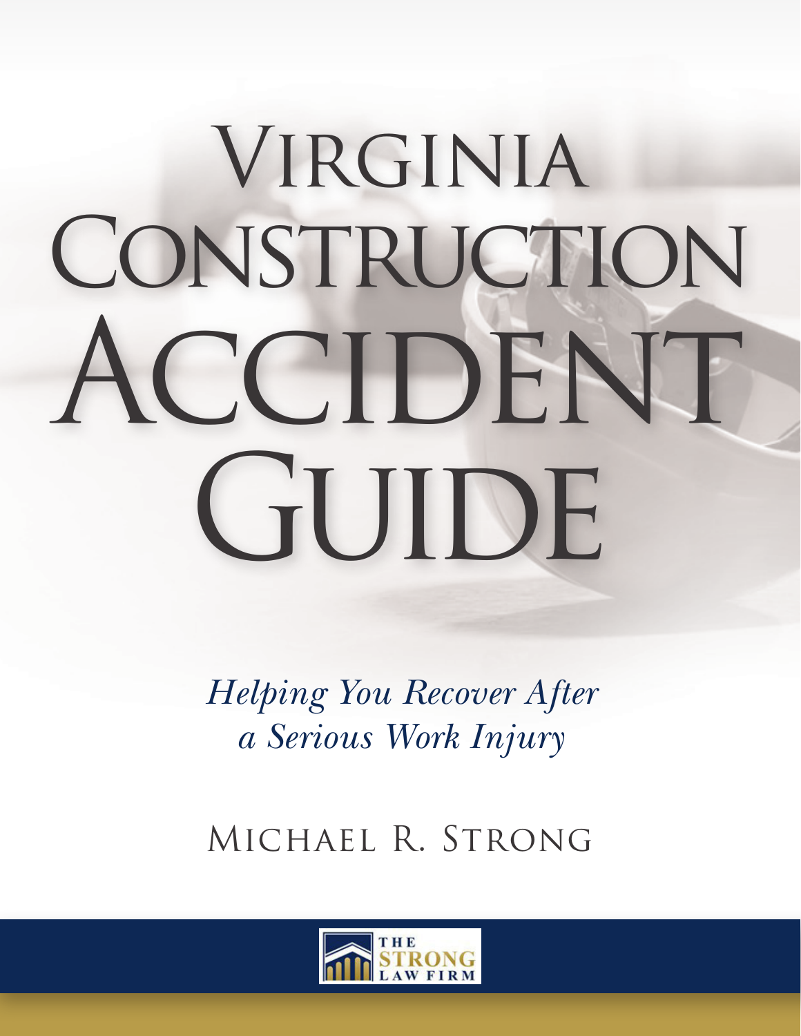# Virginia Construction Accident Guide

*Helping You Recover After a Serious Work Injury*

Michael R. Strong

The Strong Law Firm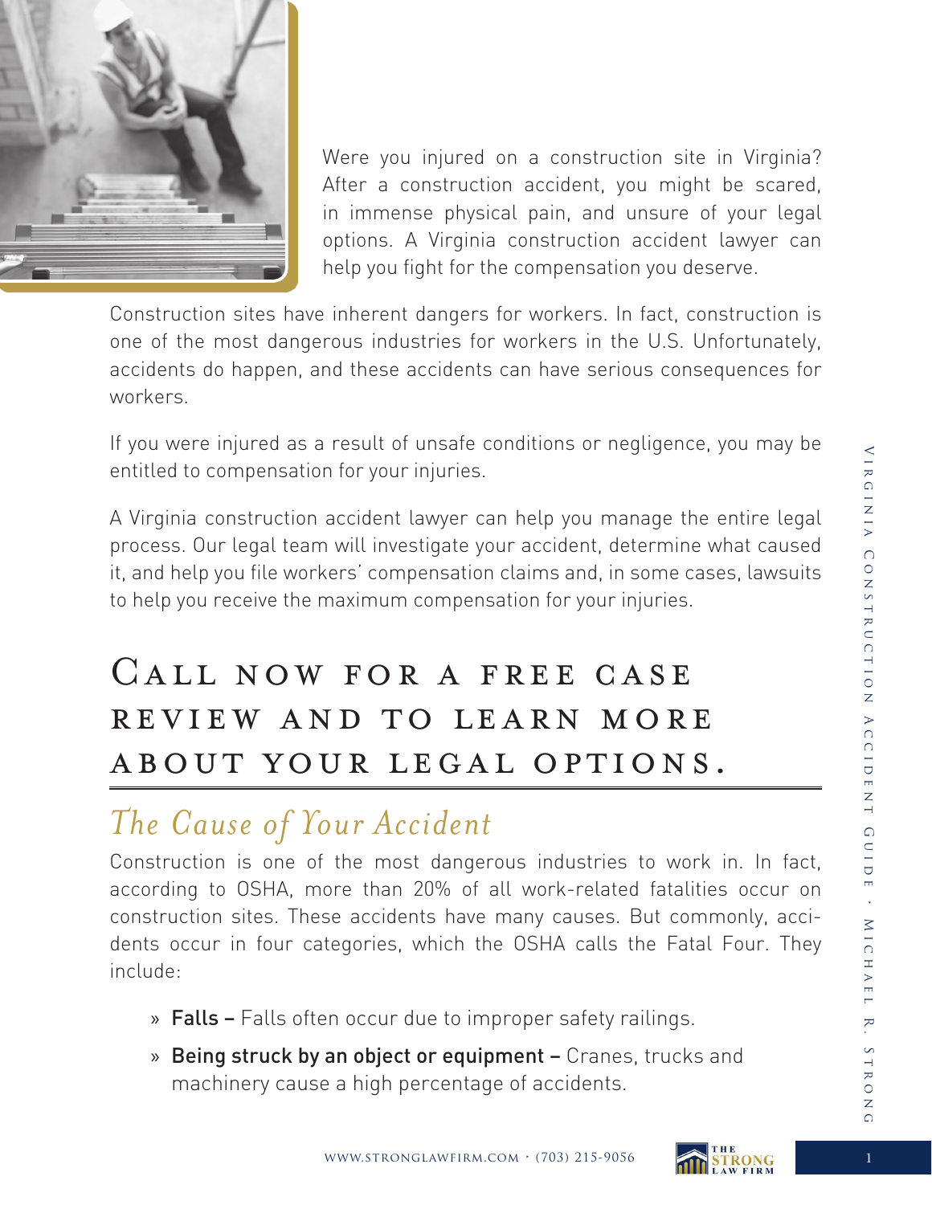Were you injured on a construction site in Virginia? After a construction accident, you might be scared, in immense physical pain, and unsure of your legal options. A Virginia construction accident lawyer can help you fight for the compensation you deserve.

Construction sites have inherent dangers for workers. In fact, construction is one of the most dangerous industries for workers in the U.S. Unfortunately, accidents do happen, and these accidents can have serious consequences for workers.

If you were injured as a result of unsafe conditions or negligence, you may be entitled to compensation for your injuries.

A Virginia construction accident lawyer can help you manage the entire legal process. Our legal team will investigate your accident, determine what caused it, and help you file workers' compensation claims and, in some cases, lawsuits to help you receive the maximum compensation for your injuries.

## Call now for a free case review and to learn more about your legal options.

### *The Cause of Your Accident*

Construction is one of the most dangerous industries to work in. In fact, according to OSHA, more than 20% of all work-related fatalities occur on construction sites. These accidents have many causes. But commonly, accidents occur in four categories, which the OSHA calls the Fatal Four. They include:

- **Falls –** Falls often occur due to improper safety railings.
- **Being struck by an object or equipment –** Cranes, trucks and machinery cause a high percentage of accidents.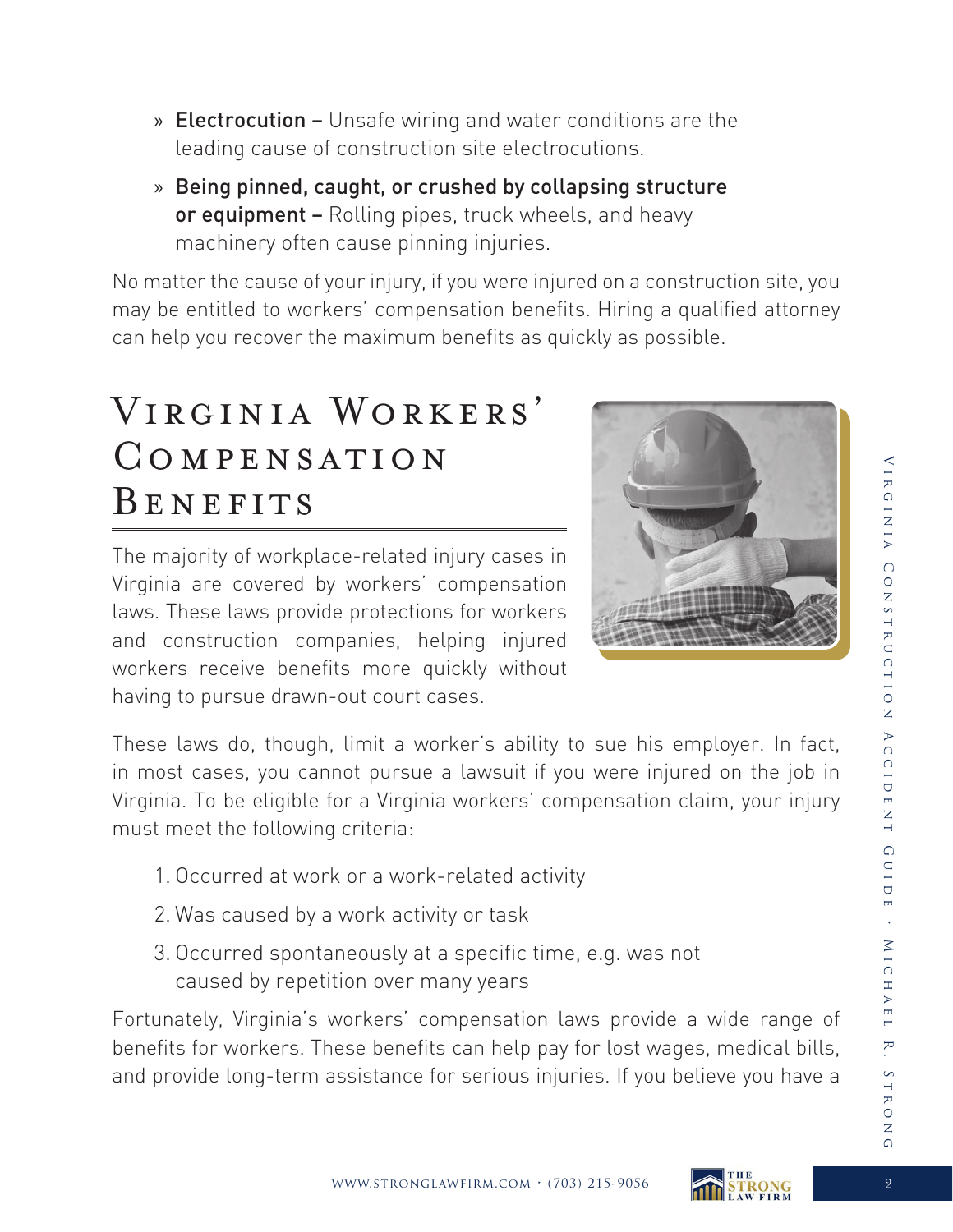- **Electrocution –** Unsafe wiring and water conditions are the leading cause of construction site electrocutions.
- **Being pinned, caught, or crushed by collapsing structure or equipment –** Rolling pipes, truck wheels, and heavy machinery often cause pinning injuries.

No matter the cause of your injury, if you were injured on a construction site, you may be entitled to workers' compensation benefits. Hiring a qualified attorney can help you recover the maximum benefits as quickly as possible.

## Virginia Workers' Compensation Benefits

The majority of workplace-related injury cases in Virginia are covered by workers' compensation laws. These laws provide protections for workers and construction companies, helping injured workers receive benefits more quickly without having to pursue drawn-out court cases.

These laws do, though, limit a worker's ability to sue his employer. In fact, in most cases, you cannot pursue a lawsuit if you were injured on the job in Virginia. To be eligible for a Virginia workers' compensation claim, your injury must meet the following criteria:

1. Occurred at work or a work-related activity
2. Was caused by a work activity or task
3. Occurred spontaneously at a specific time, e.g. was not caused by repetition over many years

Fortunately, Virginia's workers' compensation laws provide a wide range of benefits for workers. These benefits can help pay for lost wages, medical bills, and provide long-term assistance for serious injuries. If you believe you have a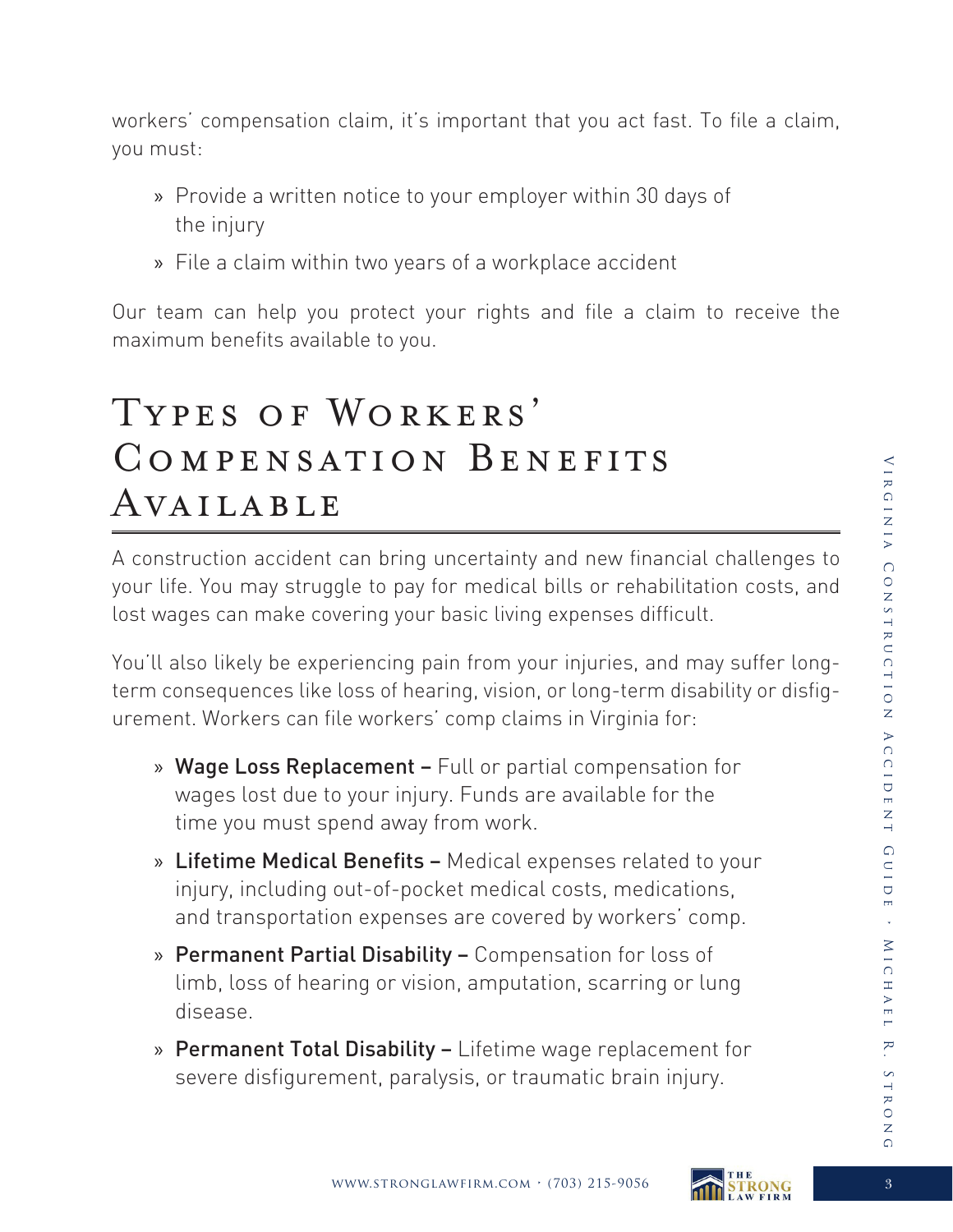workers' compensation claim, it's important that you act fast. To file a claim, you must:

- Provide a written notice to your employer within 30 days of the injury
- File a claim within two years of a workplace accident

Our team can help you protect your rights and file a claim to receive the maximum benefits available to you.

# Types of Workers' Compensation Benefits Available

A construction accident can bring uncertainty and new financial challenges to your life. You may struggle to pay for medical bills or rehabilitation costs, and lost wages can make covering your basic living expenses difficult.

You'll also likely be experiencing pain from your injuries, and may suffer long-term consequences like loss of hearing, vision, or long-term disability or disfigurement. Workers can file workers' comp claims in Virginia for:

- **Wage Loss Replacement –** Full or partial compensation for wages lost due to your injury. Funds are available for the time you must spend away from work.
- **Lifetime Medical Benefits –** Medical expenses related to your injury, including out-of-pocket medical costs, medications, and transportation expenses are covered by workers' comp.
- **Permanent Partial Disability –** Compensation for loss of limb, loss of hearing or vision, amputation, scarring or lung disease.
- **Permanent Total Disability –** Lifetime wage replacement for severe disfigurement, paralysis, or traumatic brain injury.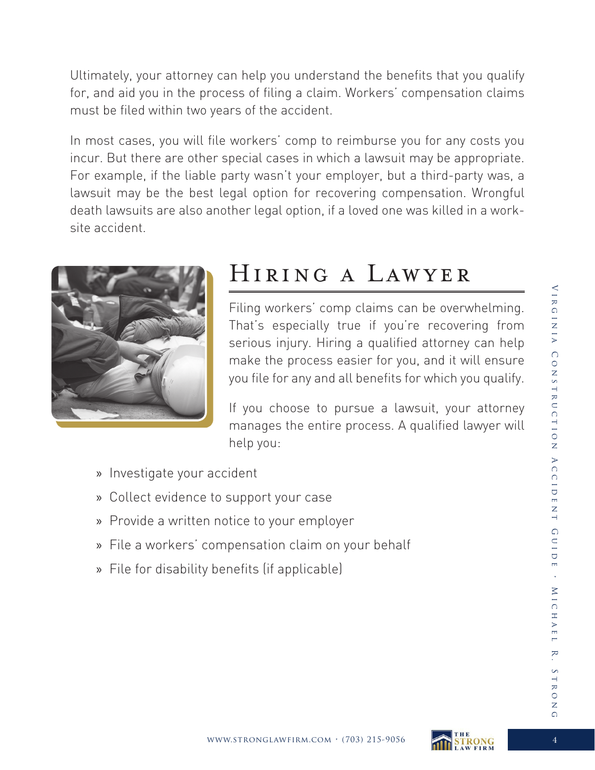Ultimately, your attorney can help you understand the benefits that you qualify for, and aid you in the process of filing a claim. Workers' compensation claims must be filed within two years of the accident.

In most cases, you will file workers' comp to reimburse you for any costs you incur. But there are other special cases in which a lawsuit may be appropriate. For example, if the liable party wasn't your employer, but a third-party was, a lawsuit may be the best legal option for recovering compensation. Wrongful death lawsuits are also another legal option, if a loved one was killed in a work-site accident.

## Hiring a Lawyer

Filing workers' comp claims can be overwhelming. That's especially true if you're recovering from serious injury. Hiring a qualified attorney can help make the process easier for you, and it will ensure you file for any and all benefits for which you qualify.

If you choose to pursue a lawsuit, your attorney manages the entire process. A qualified lawyer will help you:

- Investigate your accident
- Collect evidence to support your case
- Provide a written notice to your employer
- File a workers' compensation claim on your behalf
- File for disability benefits (if applicable)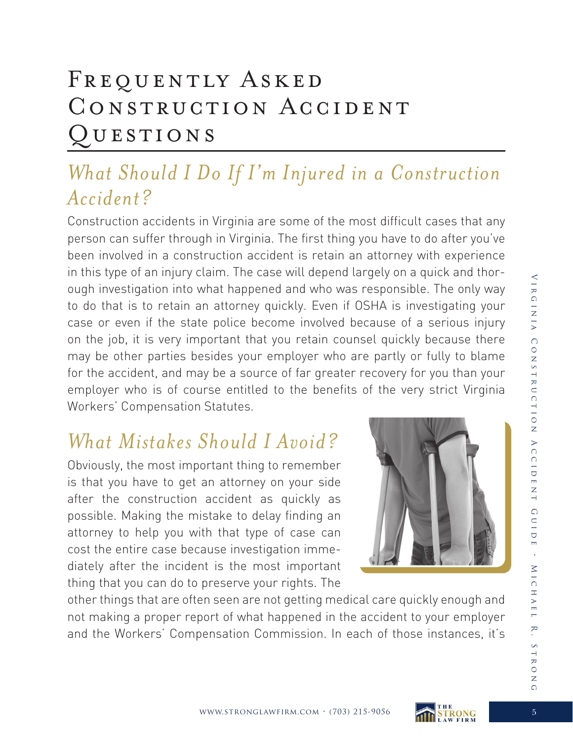# Frequently Asked Construction Accident Questions

## *What Should I Do If I'm Injured in a Construction Accident?*

Construction accidents in Virginia are some of the most difficult cases that any person can suffer through in Virginia. The first thing you have to do after you've been involved in a construction accident is retain an attorney with experience in this type of an injury claim. The case will depend largely on a quick and thorough investigation into what happened and who was responsible. The only way to do that is to retain an attorney quickly. Even if OSHA is investigating your case or even if the state police become involved because of a serious injury on the job, it is very important that you retain counsel quickly because there may be other parties besides your employer who are partly or fully to blame for the accident, and may be a source of far greater recovery for you than your employer who is of course entitled to the benefits of the very strict Virginia Workers' Compensation Statutes.

## *What Mistakes Should I Avoid?*

Obviously, the most important thing to remember is that you have to get an attorney on your side after the construction accident as quickly as possible. Making the mistake to delay finding an attorney to help you with that type of case can cost the entire case because investigation immediately after the incident is the most important thing that you can do to preserve your rights. The other things that are often seen are not getting medical care quickly enough and not making a proper report of what happened in the accident to your employer and the Workers' Compensation Commission. In each of those instances, it's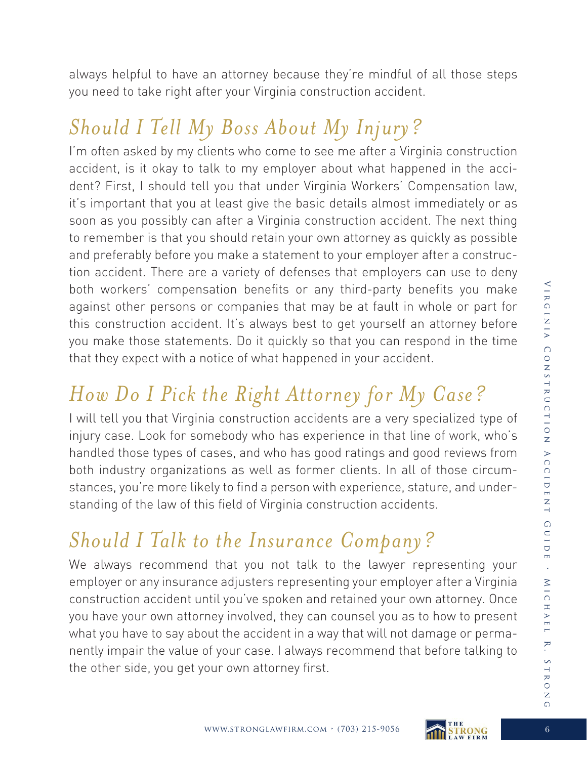always helpful to have an attorney because they're mindful of all those steps you need to take right after your Virginia construction accident.

## *Should I Tell My Boss About My Injury?*

I'm often asked by my clients who come to see me after a Virginia construction accident, is it okay to talk to my employer about what happened in the accident? First, I should tell you that under Virginia Workers' Compensation law, it's important that you at least give the basic details almost immediately or as soon as you possibly can after a Virginia construction accident. The next thing to remember is that you should retain your own attorney as quickly as possible and preferably before you make a statement to your employer after a construction accident. There are a variety of defenses that employers can use to deny both workers' compensation benefits or any third-party benefits you make against other persons or companies that may be at fault in whole or part for this construction accident. It's always best to get yourself an attorney before you make those statements. Do it quickly so that you can respond in the time that they expect with a notice of what happened in your accident.

## *How Do I Pick the Right Attorney for My Case?*

I will tell you that Virginia construction accidents are a very specialized type of injury case. Look for somebody who has experience in that line of work, who's handled those types of cases, and who has good ratings and good reviews from both industry organizations as well as former clients. In all of those circumstances, you're more likely to find a person with experience, stature, and understanding of the law of this field of Virginia construction accidents.

## *Should I Talk to the Insurance Company?*

We always recommend that you not talk to the lawyer representing your employer or any insurance adjusters representing your employer after a Virginia construction accident until you've spoken and retained your own attorney. Once you have your own attorney involved, they can counsel you as to how to present what you have to say about the accident in a way that will not damage or permanently impair the value of your case. I always recommend that before talking to the other side, you get your own attorney first.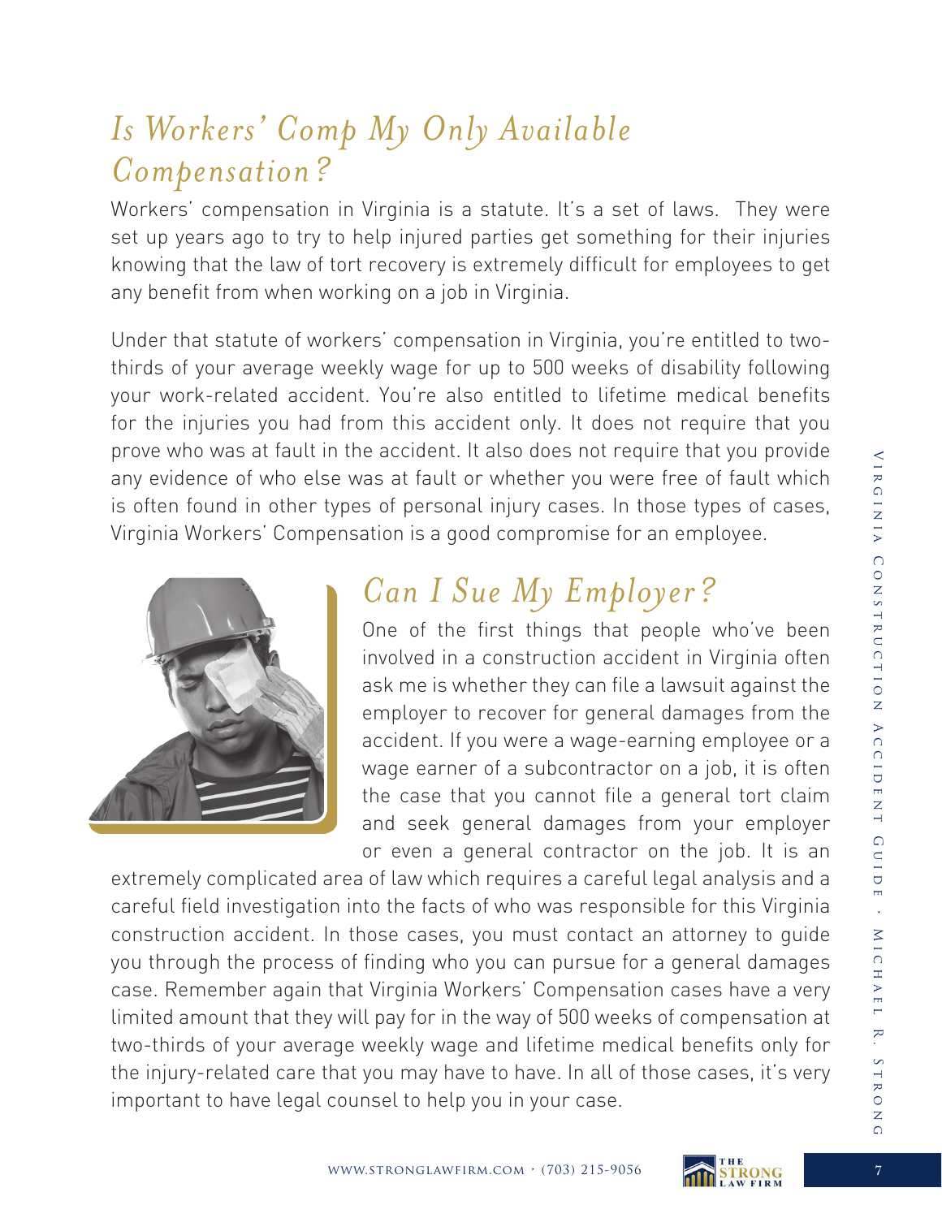## *Is Workers' Comp My Only Available Compensation?*

Workers' compensation in Virginia is a statute. It's a set of laws. They were set up years ago to try to help injured parties get something for their injuries knowing that the law of tort recovery is extremely difficult for employees to get any benefit from when working on a job in Virginia.

Under that statute of workers' compensation in Virginia, you're entitled to two-thirds of your average weekly wage for up to 500 weeks of disability following your work-related accident. You're also entitled to lifetime medical benefits for the injuries you had from this accident only. It does not require that you prove who was at fault in the accident. It also does not require that you provide any evidence of who else was at fault or whether you were free of fault which is often found in other types of personal injury cases. In those types of cases, Virginia Workers' Compensation is a good compromise for an employee.

## *Can I Sue My Employer?*

One of the first things that people who've been involved in a construction accident in Virginia often ask me is whether they can file a lawsuit against the employer to recover for general damages from the accident. If you were a wage-earning employee or a wage earner of a subcontractor on a job, it is often the case that you cannot file a general tort claim and seek general damages from your employer or even a general contractor on the job. It is an extremely complicated area of law which requires a careful legal analysis and a careful field investigation into the facts of who was responsible for this Virginia construction accident. In those cases, you must contact an attorney to guide you through the process of finding who you can pursue for a general damages case. Remember again that Virginia Workers' Compensation cases have a very limited amount that they will pay for in the way of 500 weeks of compensation at two-thirds of your average weekly wage and lifetime medical benefits only for the injury-related care that you may have to have. In all of those cases, it's very important to have legal counsel to help you in your case.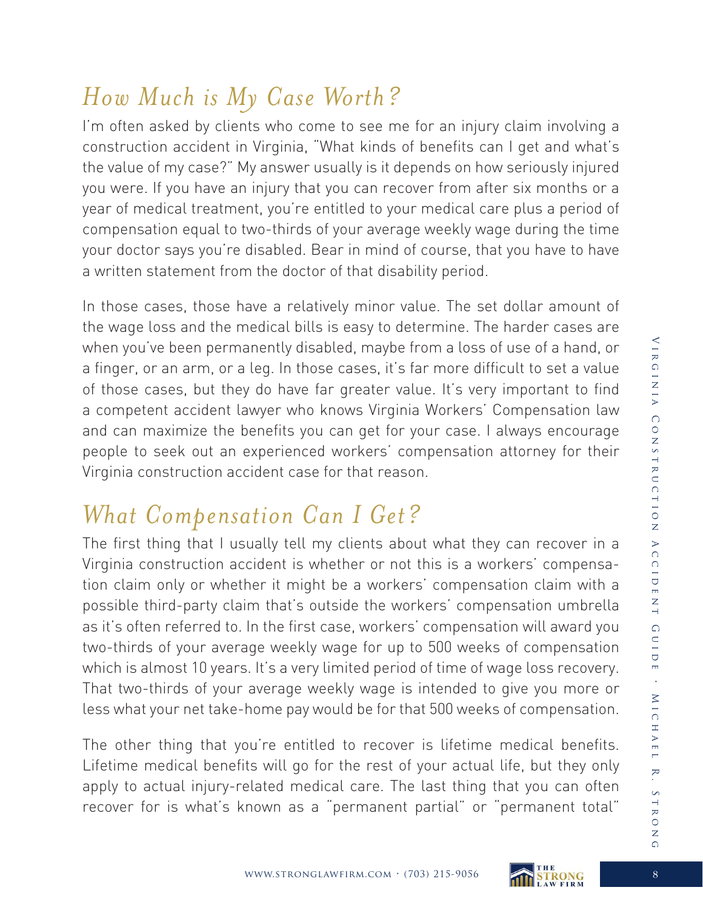## *How Much is My Case Worth?*

I'm often asked by clients who come to see me for an injury claim involving a construction accident in Virginia, "What kinds of benefits can I get and what's the value of my case?" My answer usually is it depends on how seriously injured you were. If you have an injury that you can recover from after six months or a year of medical treatment, you're entitled to your medical care plus a period of compensation equal to two-thirds of your average weekly wage during the time your doctor says you're disabled. Bear in mind of course, that you have to have a written statement from the doctor of that disability period.

In those cases, those have a relatively minor value. The set dollar amount of the wage loss and the medical bills is easy to determine. The harder cases are when you've been permanently disabled, maybe from a loss of use of a hand, or a finger, or an arm, or a leg. In those cases, it's far more difficult to set a value of those cases, but they do have far greater value. It's very important to find a competent accident lawyer who knows Virginia Workers' Compensation law and can maximize the benefits you can get for your case. I always encourage people to seek out an experienced workers' compensation attorney for their Virginia construction accident case for that reason.

## *What Compensation Can I Get?*

The first thing that I usually tell my clients about what they can recover in a Virginia construction accident is whether or not this is a workers' compensation claim only or whether it might be a workers' compensation claim with a possible third-party claim that's outside the workers' compensation umbrella as it's often referred to. In the first case, workers' compensation will award you two-thirds of your average weekly wage for up to 500 weeks of compensation which is almost 10 years. It's a very limited period of time of wage loss recovery. That two-thirds of your average weekly wage is intended to give you more or less what your net take-home pay would be for that 500 weeks of compensation.

The other thing that you're entitled to recover is lifetime medical benefits. Lifetime medical benefits will go for the rest of your actual life, but they only apply to actual injury-related medical care. The last thing that you can often recover for is what's known as a "permanent partial" or "permanent total"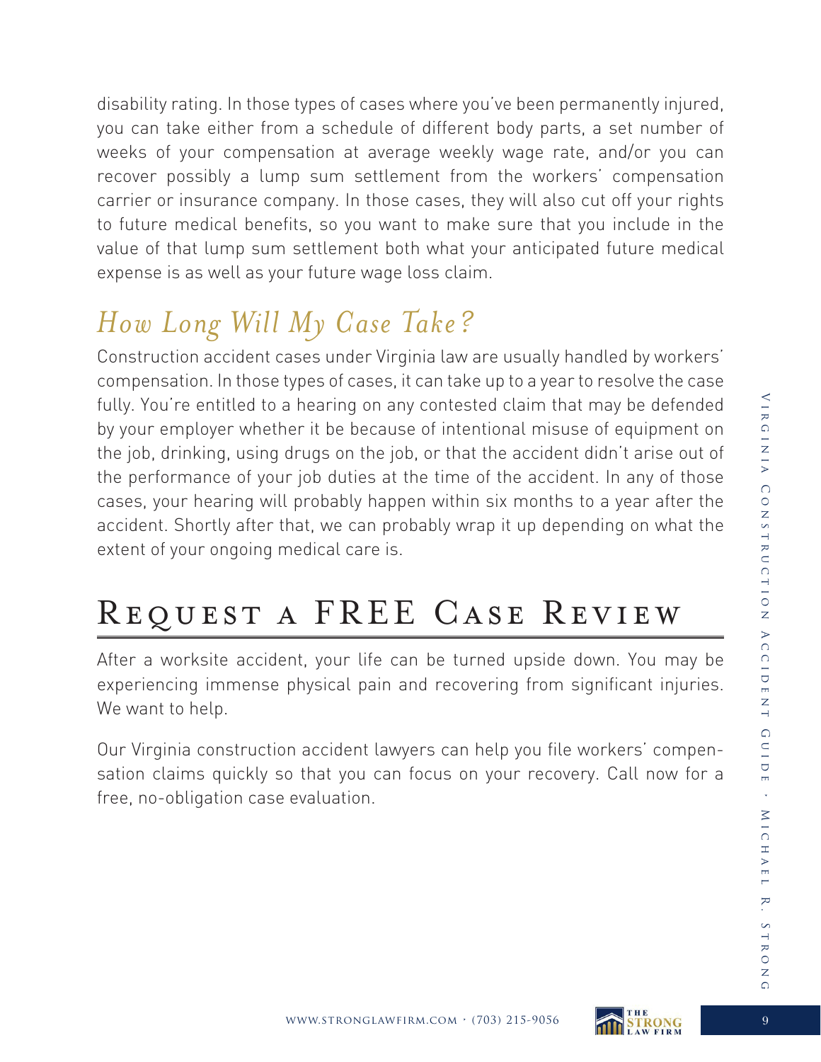disability rating. In those types of cases where you've been permanently injured, you can take either from a schedule of different body parts, a set number of weeks of your compensation at average weekly wage rate, and/or you can recover possibly a lump sum settlement from the workers' compensation carrier or insurance company. In those cases, they will also cut off your rights to future medical benefits, so you want to make sure that you include in the value of that lump sum settlement both what your anticipated future medical expense is as well as your future wage loss claim.

### *How Long Will My Case Take?*

Construction accident cases under Virginia law are usually handled by workers' compensation. In those types of cases, it can take up to a year to resolve the case fully. You're entitled to a hearing on any contested claim that may be defended by your employer whether it be because of intentional misuse of equipment on the job, drinking, using drugs on the job, or that the accident didn't arise out of the performance of your job duties at the time of the accident. In any of those cases, your hearing will probably happen within six months to a year after the accident. Shortly after that, we can probably wrap it up depending on what the extent of your ongoing medical care is.

## Request a FREE Case Review

After a worksite accident, your life can be turned upside down. You may be experiencing immense physical pain and recovering from significant injuries. We want to help.

Our Virginia construction accident lawyers can help you file workers' compensation claims quickly so that you can focus on your recovery. Call now for a free, no-obligation case evaluation.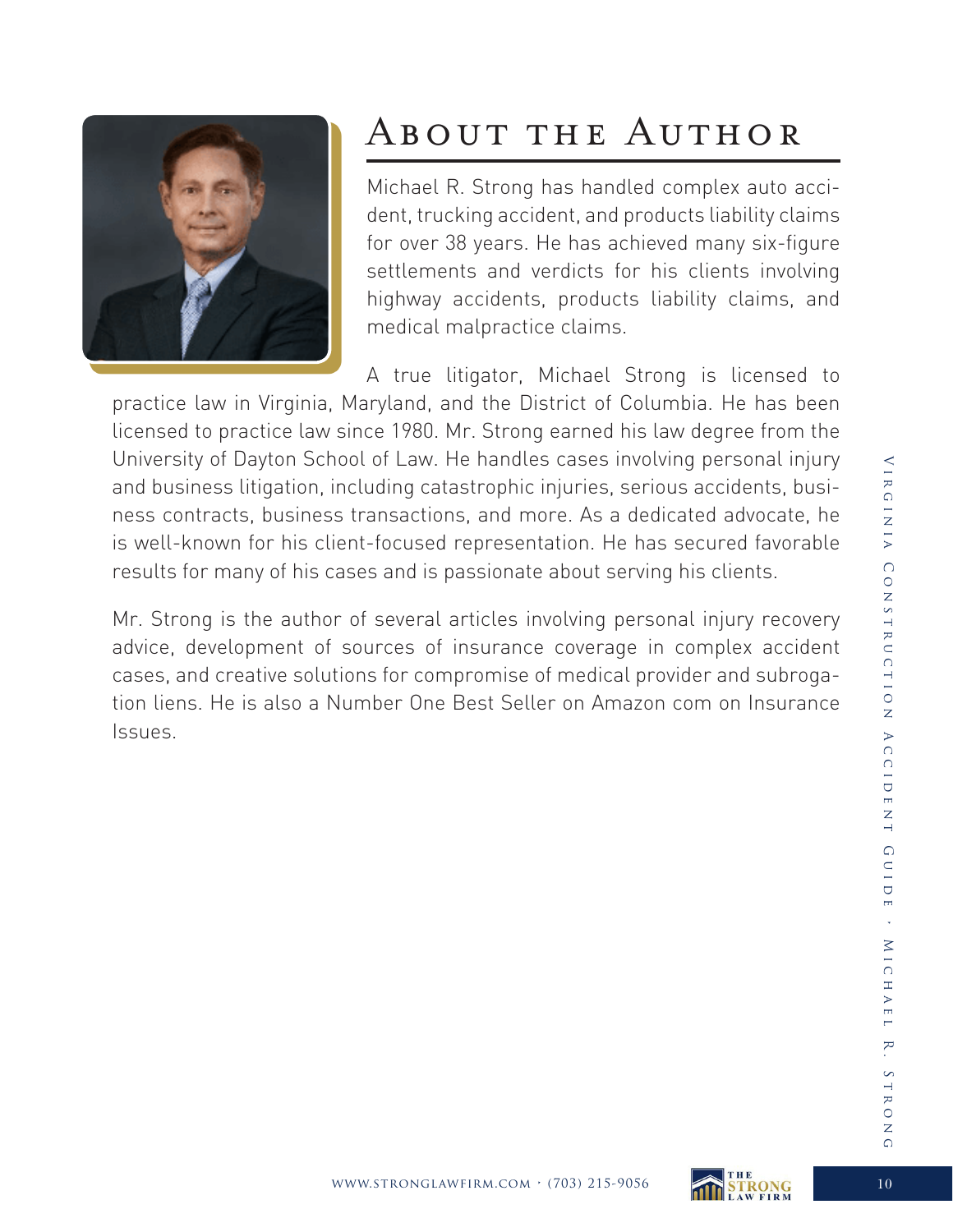# About the Author

Michael R. Strong has handled complex auto accident, trucking accident, and products liability claims for over 38 years. He has achieved many six-figure settlements and verdicts for his clients involving highway accidents, products liability claims, and medical malpractice claims.

A true litigator, Michael Strong is licensed to practice law in Virginia, Maryland, and the District of Columbia. He has been licensed to practice law since 1980. Mr. Strong earned his law degree from the University of Dayton School of Law. He handles cases involving personal injury and business litigation, including catastrophic injuries, serious accidents, business contracts, business transactions, and more. As a dedicated advocate, he is well-known for his client-focused representation. He has secured favorable results for many of his cases and is passionate about serving his clients.

Mr. Strong is the author of several articles involving personal injury recovery advice, development of sources of insurance coverage in complex accident cases, and creative solutions for compromise of medical provider and subrogation liens. He is also a Number One Best Seller on Amazon com on Insurance Issues.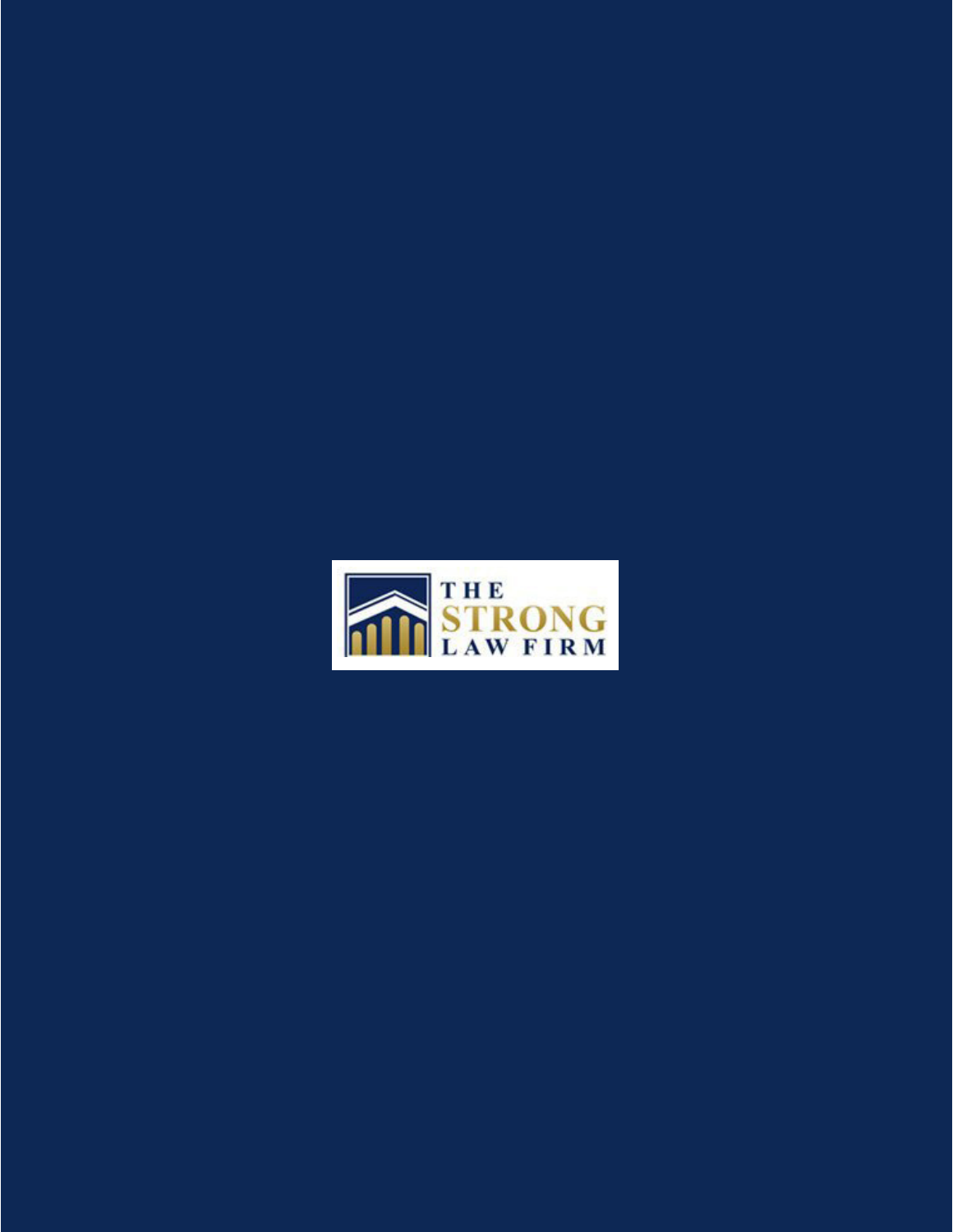THE STRONG LAW FIRM